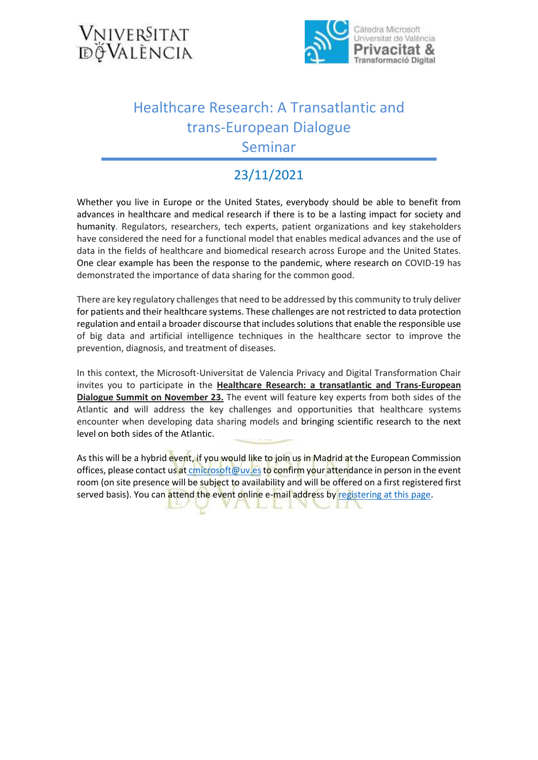VNIVERSITAT DE VALÈNCIA

Càtedra Microsoft Universitat de València **Privacitat &** Transformació Digital

# Healthcare Research: A Transatlantic and trans-European Dialogue Seminar

## 23/11/2021

Whether you live in Europe or the United States, everybody should be able to benefit from advances in healthcare and medical research if there is to be a lasting impact for society and humanity. Regulators, researchers, tech experts, patient organizations and key stakeholders have considered the need for a functional model that enables medical advances and the use of data in the fields of healthcare and biomedical research across Europe and the United States. One clear example has been the response to the pandemic, where research on COVID-19 has demonstrated the importance of data sharing for the common good.

There are key regulatory challenges that need to be addressed by this community to truly deliver for patients and their healthcare systems. These challenges are not restricted to data protection regulation and entail a broader discourse that includes solutions that enable the responsible use of big data and artificial intelligence techniques in the healthcare sector to improve the prevention, diagnosis, and treatment of diseases.

In this context, the Microsoft-Universitat de Valencia Privacy and Digital Transformation Chair invites you to participate in the **Healthcare Research: a transatlantic and Trans-European Dialogue Summit on November 23.** The event will feature key experts from both sides of the Atlantic and will address the key challenges and opportunities that healthcare systems encounter when developing data sharing models and bringing scientific research to the next level on both sides of the Atlantic.

As this will be a hybrid event, if you would like to join us in Madrid at the European Commission offices, please contact us at cmicrosoft@uv.es to confirm your attendance in person in the event room (on site presence will be subject to availability and will be offered on a first registered first served basis). You can attend the event online e-mail address by registering at this page.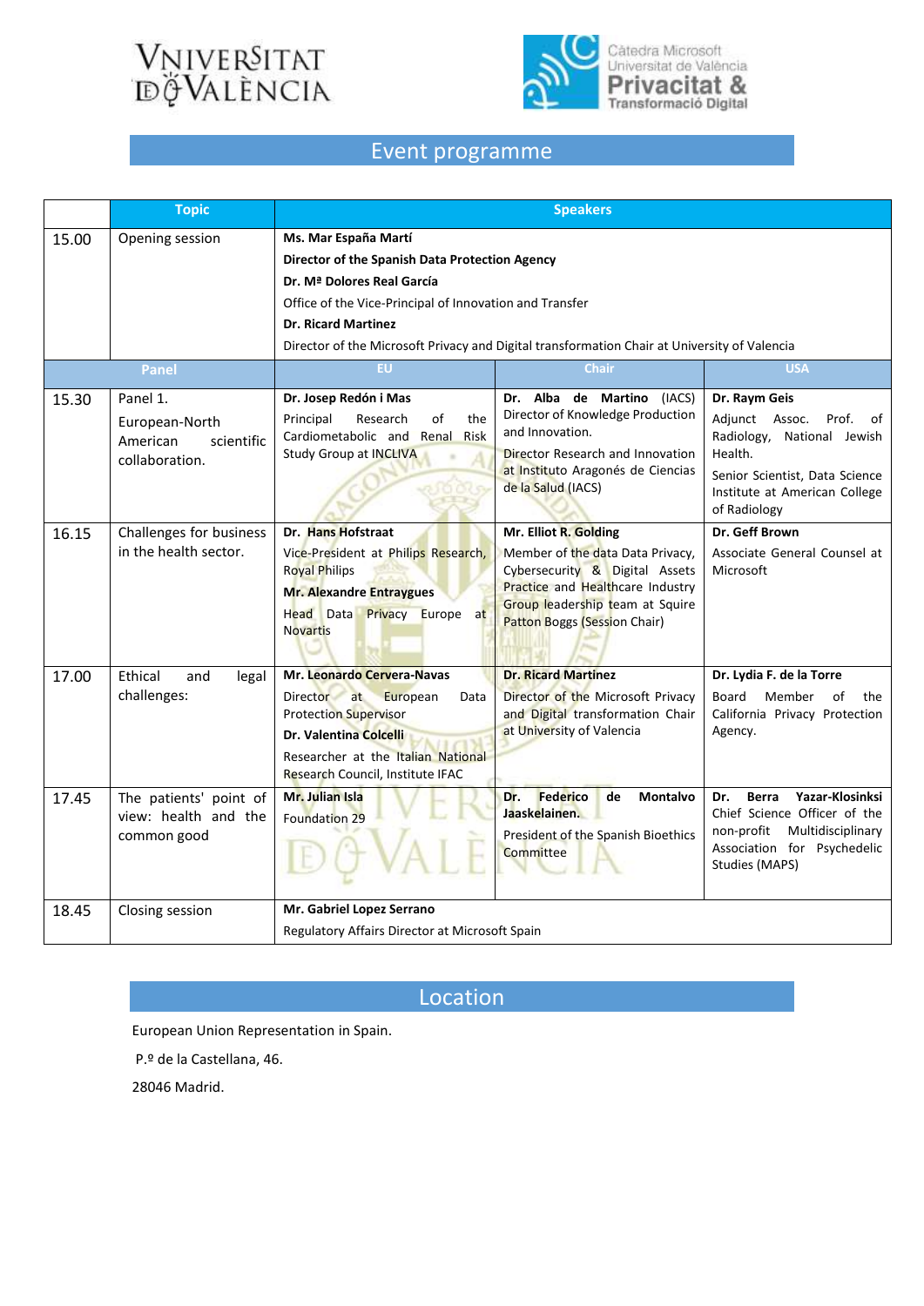## Event programme

| | Topic | Speakers | | |
|---|---|---|---|---|
| 15.00 | Opening session | **Ms. Mar España Martí**<br>**Director of the Spanish Data Protection Agency**<br>**Dr. Mª Dolores Real García**<br>Office of the Vice-Principal of Innovation and Transfer<br>**Dr. Ricard Martinez**<br>Director of the Microsoft Privacy and Digital transformation Chair at University of Valencia | | |
| | **Panel** | **EU** | **Chair** | **USA** |
| 15.30 | Panel 1.<br>European-North American scientific collaboration. | **Dr. Josep Redón i Mas**<br>Principal Research of the Cardiometabolic and Renal Risk Study Group at INCLIVA | **Dr. Alba de Martino** (IACS)<br>Director of Knowledge Production and Innovation.<br>Director Research and Innovation at Instituto Aragonés de Ciencias de la Salud (IACS) | **Dr. Raym Geis**<br>Adjunct Assoc. Prof. of Radiology, National Jewish Health.<br>Senior Scientist, Data Science Institute at American College of Radiology |
| 16.15 | Challenges for business in the health sector. | **Dr. Hans Hofstraat**<br>Vice-President at Philips Research, Royal Philips<br>**Mr. Alexandre Entraygues**<br>Head Data Privacy Europe at Novartis | **Mr. Elliot R. Golding**<br>Member of the data Data Privacy, Cybersecurity & Digital Assets Practice and Healthcare Industry Group leadership team at Squire Patton Boggs (Session Chair) | **Dr. Geff Brown**<br>Associate General Counsel at Microsoft |
| 17.00 | Ethical and legal challenges: | **Mr. Leonardo Cervera-Navas**<br>Director at European Data Protection Supervisor<br>**Dr. Valentina Colcelli**<br>Researcher at the Italian National Research Council, Institute IFAC | **Dr. Ricard Martinez**<br>Director of the Microsoft Privacy and Digital transformation Chair at University of Valencia | **Dr. Lydia F. de la Torre**<br>Board Member of the California Privacy Protection Agency. |
| 17.45 | The patients' point of view: health and the common good | **Mr. Julian Isla**<br>Foundation 29 | **Dr. Federico de Montalvo Jaaskelainen.**<br>President of the Spanish Bioethics Committee | **Dr. Berra Yazar-Klosinksi**<br>Chief Science Officer of the non-profit Multidisciplinary Association for Psychedelic Studies (MAPS) |
| 18.45 | Closing session | **Mr. Gabriel Lopez Serrano**<br>Regulatory Affairs Director at Microsoft Spain | | |

## Location

European Union Representation in Spain.

P.º de la Castellana, 46.

28046 Madrid.